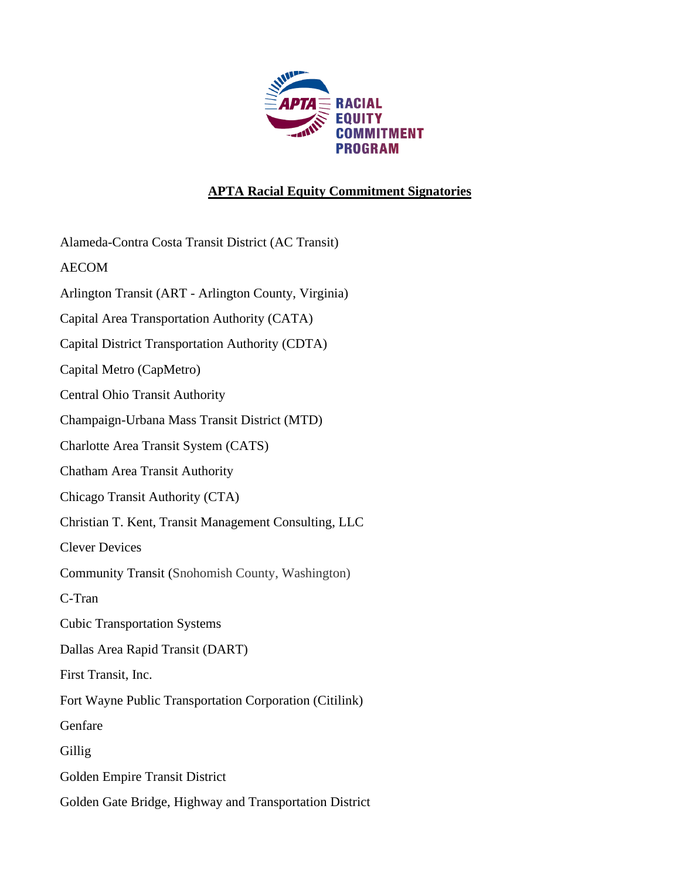# APTA Racial Equity Commitment Signatories

Alameda-Contra Costa Transit District (AC Transit)

AECOM

Arlington Transit (ART - Arlington County, Virginia)

Capital Area Transportation Authority (CATA)

Capital District Transportation Authority (CDTA)

Capital Metro (CapMetro)

Central Ohio Transit Authority

Champaign-Urbana Mass Transit District (MTD)

Charlotte Area Transit System (CATS)

Chatham Area Transit Authority

Chicago Transit Authority (CTA)

Christian T. Kent, Transit Management Consulting, LLC

Clever Devices

Community Transit (Snohomish County, Washington)

C-Tran

Cubic Transportation Systems

Dallas Area Rapid Transit (DART)

First Transit, Inc.

Fort Wayne Public Transportation Corporation (Citilink)

Genfare

Gillig

Golden Empire Transit District

Golden Gate Bridge, Highway and Transportation District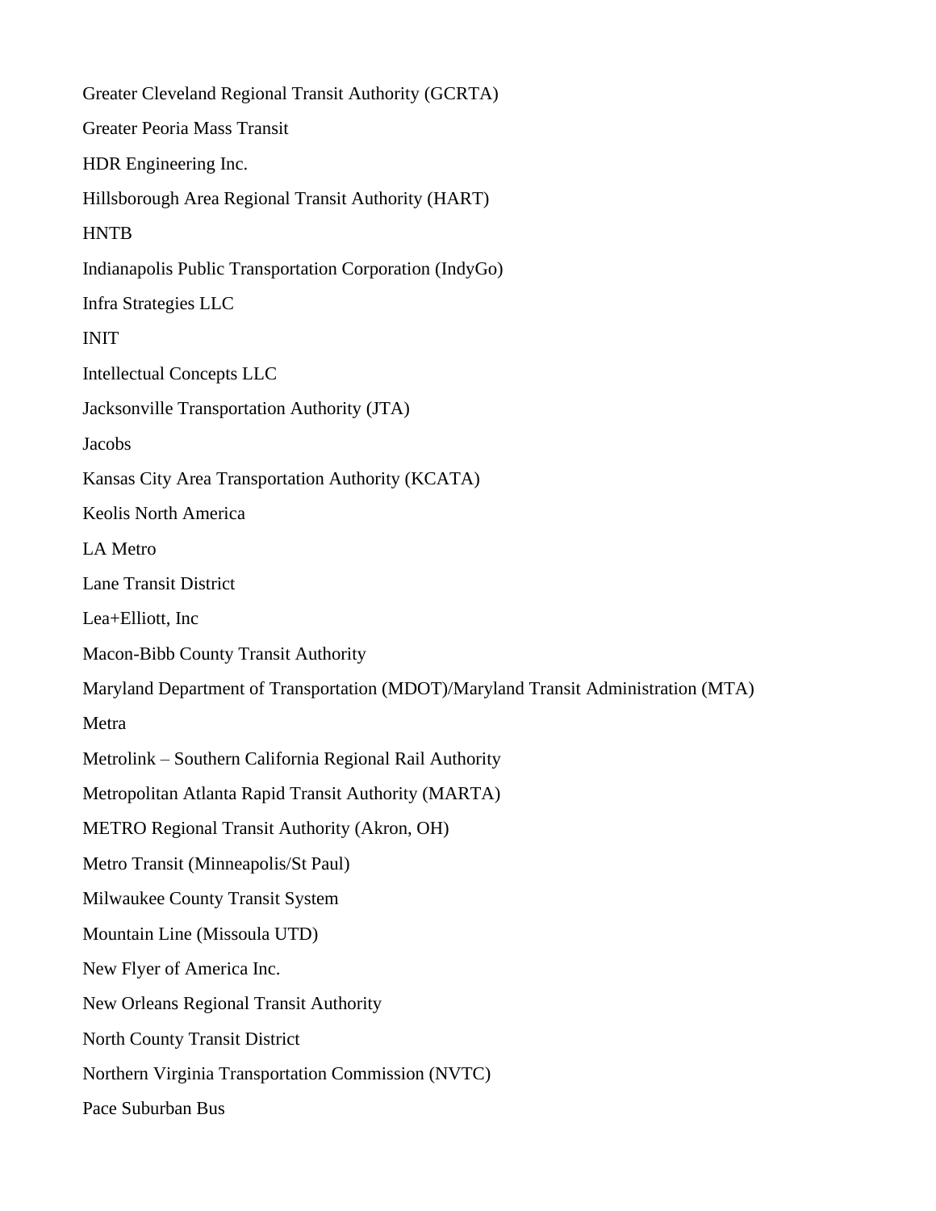Greater Cleveland Regional Transit Authority (GCRTA)

Greater Peoria Mass Transit

HDR Engineering Inc.

Hillsborough Area Regional Transit Authority (HART)

HNTB

Indianapolis Public Transportation Corporation (IndyGo)

Infra Strategies LLC

INIT

Intellectual Concepts LLC

Jacksonville Transportation Authority (JTA)

Jacobs

Kansas City Area Transportation Authority (KCATA)

Keolis North America

LA Metro

Lane Transit District

Lea+Elliott, Inc

Macon-Bibb County Transit Authority

Maryland Department of Transportation (MDOT)/Maryland Transit Administration (MTA)

Metra

Metrolink – Southern California Regional Rail Authority

Metropolitan Atlanta Rapid Transit Authority (MARTA)

METRO Regional Transit Authority (Akron, OH)

Metro Transit (Minneapolis/St Paul)

Milwaukee County Transit System

Mountain Line (Missoula UTD)

New Flyer of America Inc.

New Orleans Regional Transit Authority

North County Transit District

Northern Virginia Transportation Commission (NVTC)

Pace Suburban Bus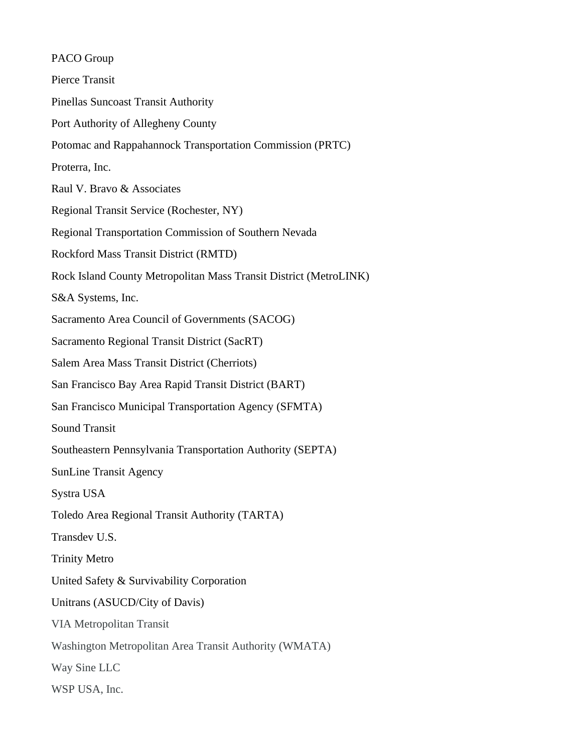PACO Group

Pierce Transit

Pinellas Suncoast Transit Authority

Port Authority of Allegheny County

Potomac and Rappahannock Transportation Commission (PRTC)

Proterra, Inc.

Raul V. Bravo & Associates

Regional Transit Service (Rochester, NY)

Regional Transportation Commission of Southern Nevada

Rockford Mass Transit District (RMTD)

Rock Island County Metropolitan Mass Transit District (MetroLINK)

S&A Systems, Inc.

Sacramento Area Council of Governments (SACOG)

Sacramento Regional Transit District (SacRT)

Salem Area Mass Transit District (Cherriots)

San Francisco Bay Area Rapid Transit District (BART)

San Francisco Municipal Transportation Agency (SFMTA)

Sound Transit

Southeastern Pennsylvania Transportation Authority (SEPTA)

SunLine Transit Agency

Systra USA

Toledo Area Regional Transit Authority (TARTA)

Transdev U.S.

Trinity Metro

United Safety & Survivability Corporation

Unitrans (ASUCD/City of Davis)

VIA Metropolitan Transit

Washington Metropolitan Area Transit Authority (WMATA)

Way Sine LLC

WSP USA, Inc.